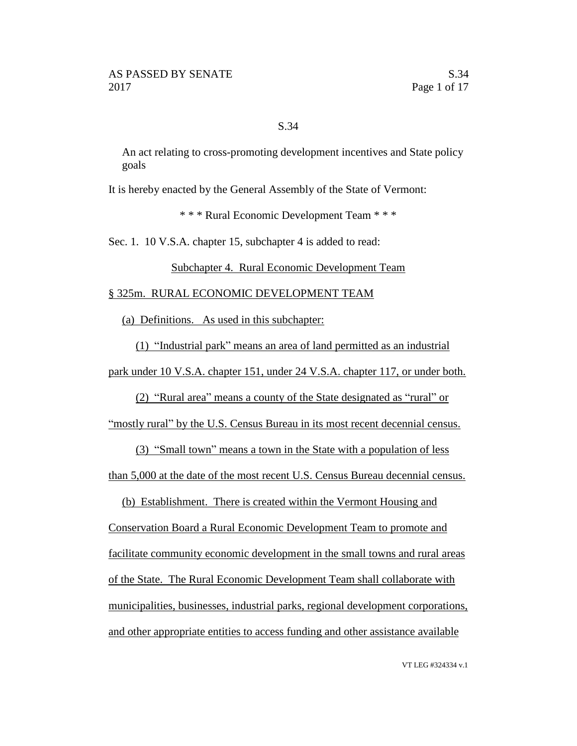S.34

An act relating to cross-promoting development incentives and State policy goals

It is hereby enacted by the General Assembly of the State of Vermont:

\* \* \* Rural Economic Development Team \* \* \*

Sec. 1. 10 V.S.A. chapter 15, subchapter 4 is added to read:

Subchapter 4. Rural Economic Development Team

§ 325m. RURAL ECONOMIC DEVELOPMENT TEAM

(a) Definitions. As used in this subchapter:

(1) "Industrial park" means an area of land permitted as an industrial park under 10 V.S.A. chapter 151, under 24 V.S.A. chapter 117, or under both.

(2) "Rural area" means a county of the State designated as "rural" or "mostly rural" by the U.S. Census Bureau in its most recent decennial census.

(3) "Small town" means a town in the State with a population of less than 5,000 at the date of the most recent U.S. Census Bureau decennial census.

(b) Establishment. There is created within the Vermont Housing and Conservation Board a Rural Economic Development Team to promote and facilitate community economic development in the small towns and rural areas of the State. The Rural Economic Development Team shall collaborate with municipalities, businesses, industrial parks, regional development corporations, and other appropriate entities to access funding and other assistance available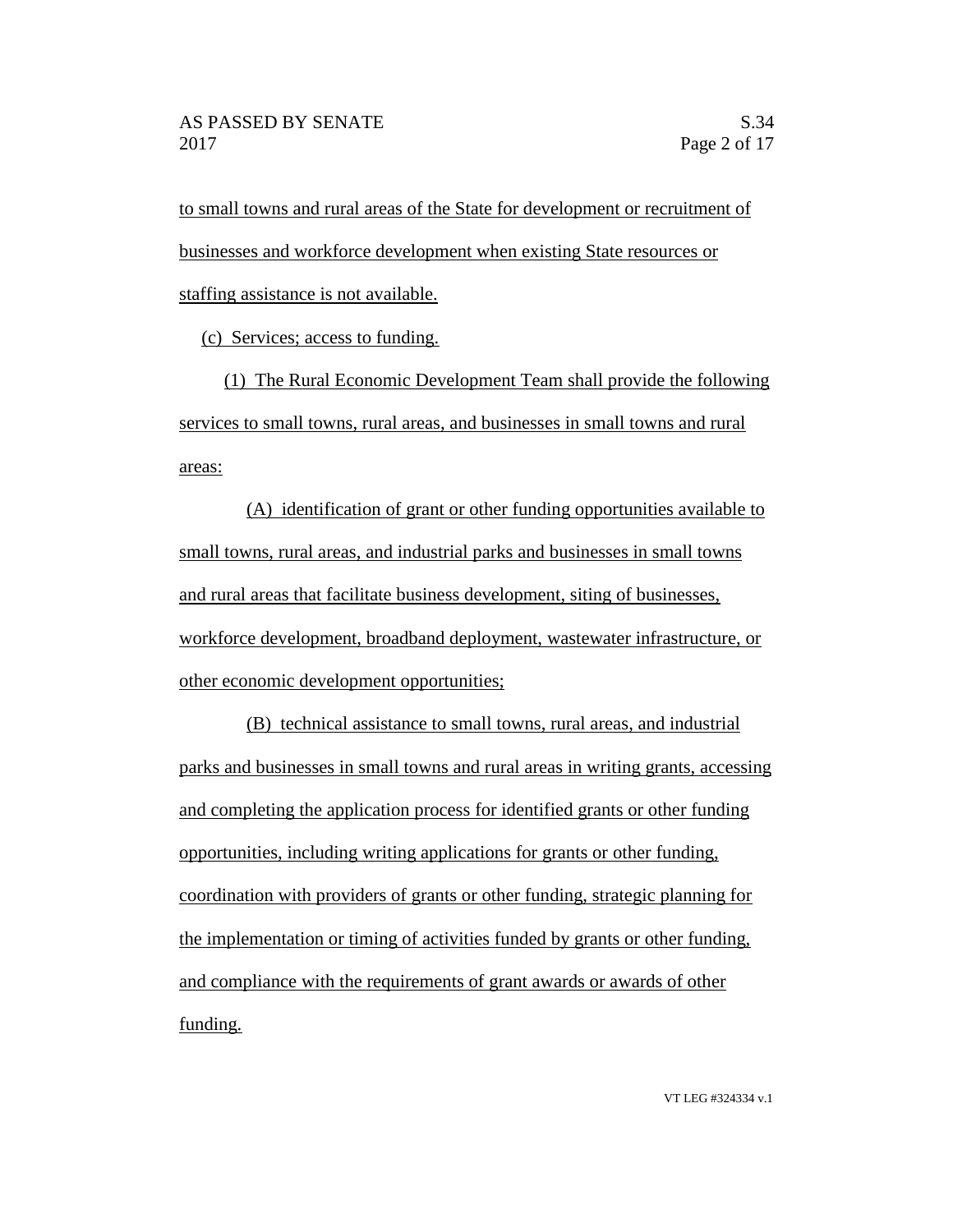to small towns and rural areas of the State for development or recruitment of businesses and workforce development when existing State resources or staffing assistance is not available.

(c) Services; access to funding.

(1) The Rural Economic Development Team shall provide the following services to small towns, rural areas, and businesses in small towns and rural areas:

(A) identification of grant or other funding opportunities available to small towns, rural areas, and industrial parks and businesses in small towns and rural areas that facilitate business development, siting of businesses, workforce development, broadband deployment, wastewater infrastructure, or other economic development opportunities;

(B) technical assistance to small towns, rural areas, and industrial parks and businesses in small towns and rural areas in writing grants, accessing and completing the application process for identified grants or other funding opportunities, including writing applications for grants or other funding, coordination with providers of grants or other funding, strategic planning for the implementation or timing of activities funded by grants or other funding, and compliance with the requirements of grant awards or awards of other funding.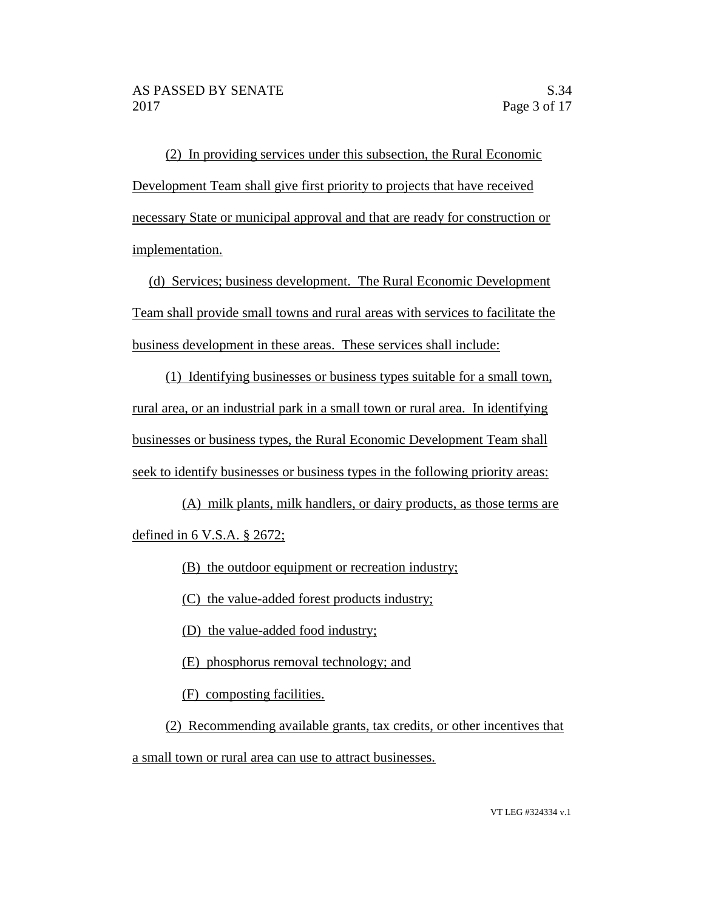(2) In providing services under this subsection, the Rural Economic Development Team shall give first priority to projects that have received necessary State or municipal approval and that are ready for construction or implementation.

(d) Services; business development. The Rural Economic Development Team shall provide small towns and rural areas with services to facilitate the business development in these areas. These services shall include:

(1) Identifying businesses or business types suitable for a small town, rural area, or an industrial park in a small town or rural area. In identifying businesses or business types, the Rural Economic Development Team shall seek to identify businesses or business types in the following priority areas:

(A) milk plants, milk handlers, or dairy products, as those terms are defined in 6 V.S.A. § 2672;

(B) the outdoor equipment or recreation industry;

(C) the value-added forest products industry;

(D) the value-added food industry;

(E) phosphorus removal technology; and

(F) composting facilities.

(2) Recommending available grants, tax credits, or other incentives that a small town or rural area can use to attract businesses.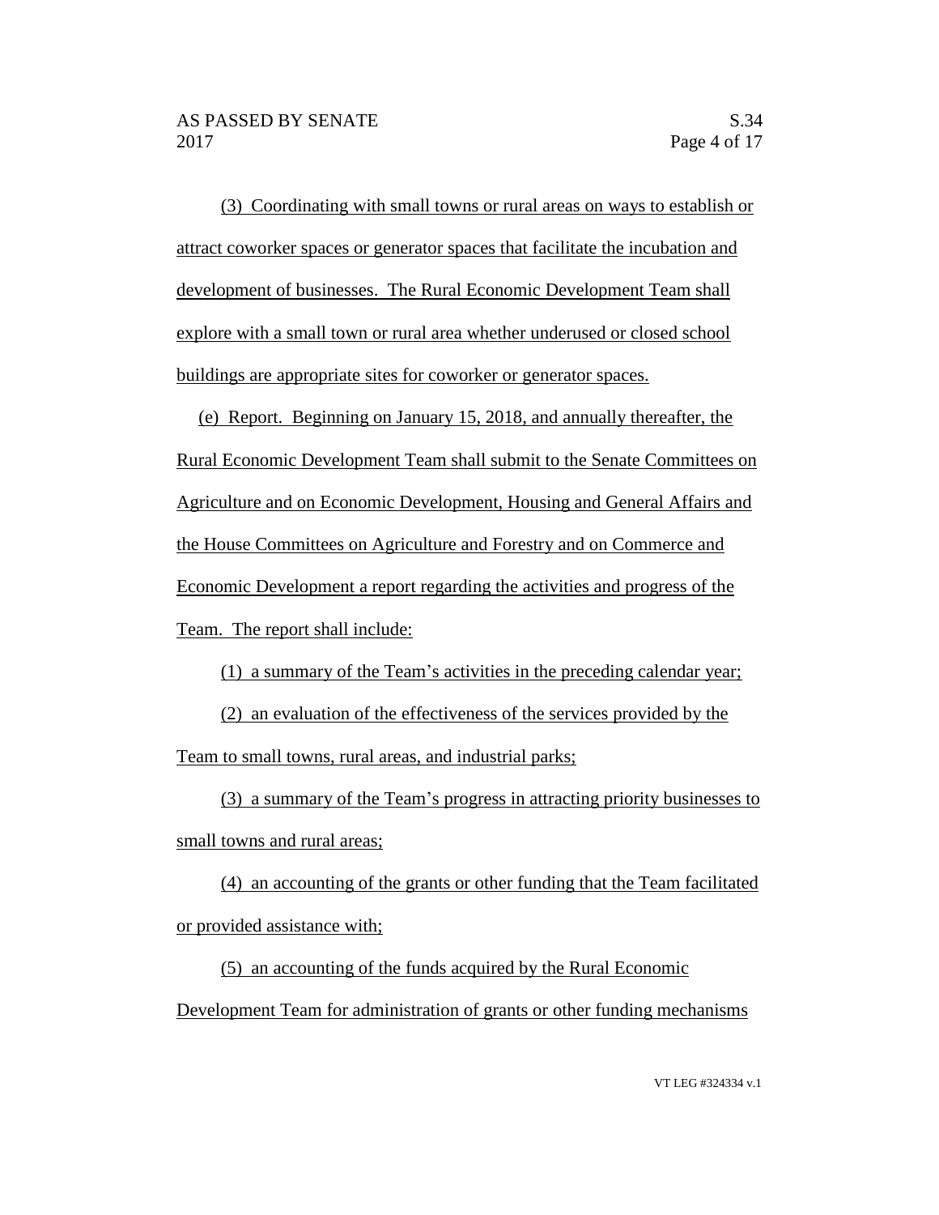(3) Coordinating with small towns or rural areas on ways to establish or attract coworker spaces or generator spaces that facilitate the incubation and development of businesses. The Rural Economic Development Team shall explore with a small town or rural area whether underused or closed school buildings are appropriate sites for coworker or generator spaces.

(e) Report. Beginning on January 15, 2018, and annually thereafter, the Rural Economic Development Team shall submit to the Senate Committees on Agriculture and on Economic Development, Housing and General Affairs and the House Committees on Agriculture and Forestry and on Commerce and Economic Development a report regarding the activities and progress of the Team. The report shall include:

(1) a summary of the Team's activities in the preceding calendar year;

(2) an evaluation of the effectiveness of the services provided by the Team to small towns, rural areas, and industrial parks;

(3) a summary of the Team's progress in attracting priority businesses to small towns and rural areas;

(4) an accounting of the grants or other funding that the Team facilitated or provided assistance with;

(5) an accounting of the funds acquired by the Rural Economic Development Team for administration of grants or other funding mechanisms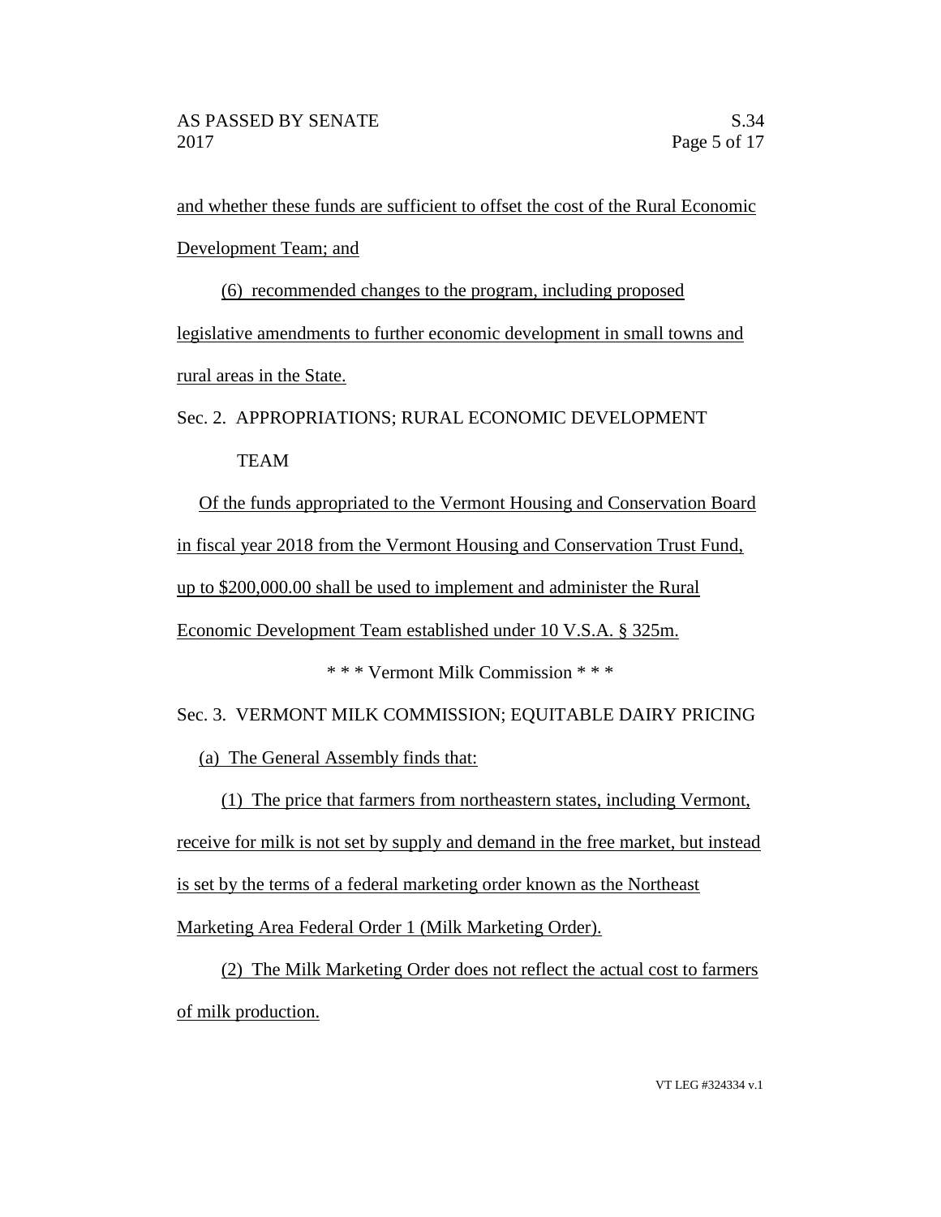and whether these funds are sufficient to offset the cost of the Rural Economic Development Team; and

(6) recommended changes to the program, including proposed legislative amendments to further economic development in small towns and rural areas in the State.

Sec. 2. APPROPRIATIONS; RURAL ECONOMIC DEVELOPMENT TEAM

Of the funds appropriated to the Vermont Housing and Conservation Board in fiscal year 2018 from the Vermont Housing and Conservation Trust Fund, up to $200,000.00 shall be used to implement and administer the Rural Economic Development Team established under 10 V.S.A. § 325m.

\* \* \* Vermont Milk Commission \* \* \*

Sec. 3. VERMONT MILK COMMISSION; EQUITABLE DAIRY PRICING

(a) The General Assembly finds that:

(1) The price that farmers from northeastern states, including Vermont, receive for milk is not set by supply and demand in the free market, but instead is set by the terms of a federal marketing order known as the Northeast Marketing Area Federal Order 1 (Milk Marketing Order).

(2) The Milk Marketing Order does not reflect the actual cost to farmers of milk production.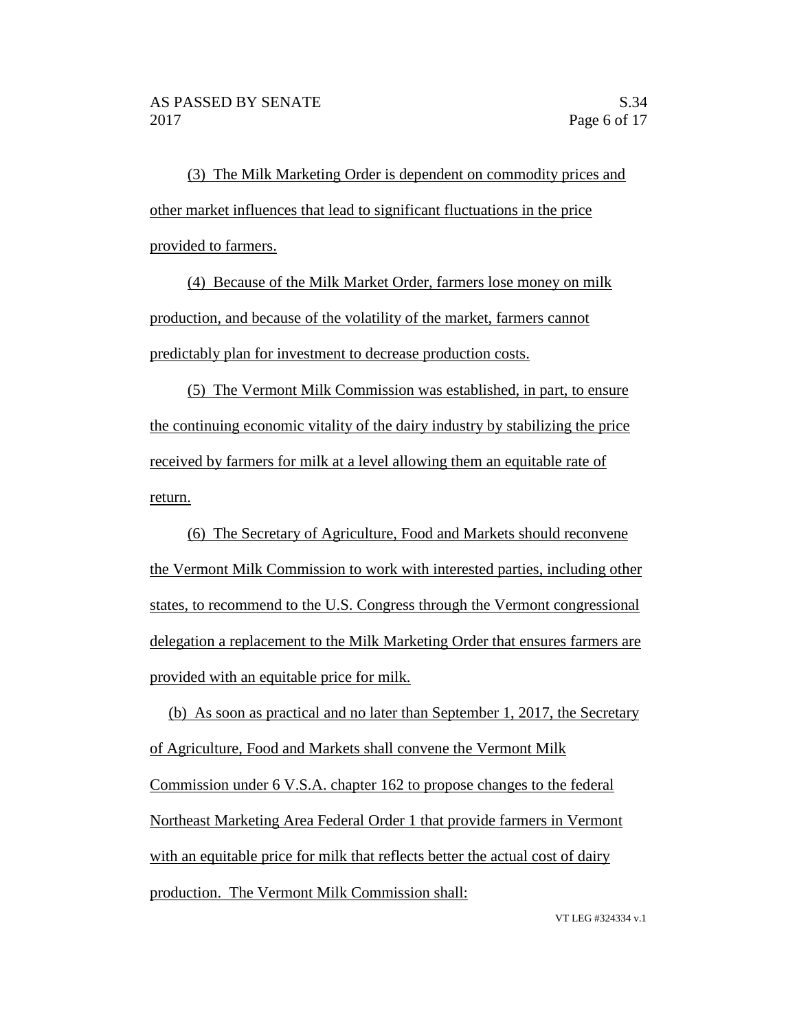(3) The Milk Marketing Order is dependent on commodity prices and other market influences that lead to significant fluctuations in the price provided to farmers.

(4) Because of the Milk Market Order, farmers lose money on milk production, and because of the volatility of the market, farmers cannot predictably plan for investment to decrease production costs.

(5) The Vermont Milk Commission was established, in part, to ensure the continuing economic vitality of the dairy industry by stabilizing the price received by farmers for milk at a level allowing them an equitable rate of return.

(6) The Secretary of Agriculture, Food and Markets should reconvene the Vermont Milk Commission to work with interested parties, including other states, to recommend to the U.S. Congress through the Vermont congressional delegation a replacement to the Milk Marketing Order that ensures farmers are provided with an equitable price for milk.

(b) As soon as practical and no later than September 1, 2017, the Secretary of Agriculture, Food and Markets shall convene the Vermont Milk Commission under 6 V.S.A. chapter 162 to propose changes to the federal Northeast Marketing Area Federal Order 1 that provide farmers in Vermont with an equitable price for milk that reflects better the actual cost of dairy production. The Vermont Milk Commission shall: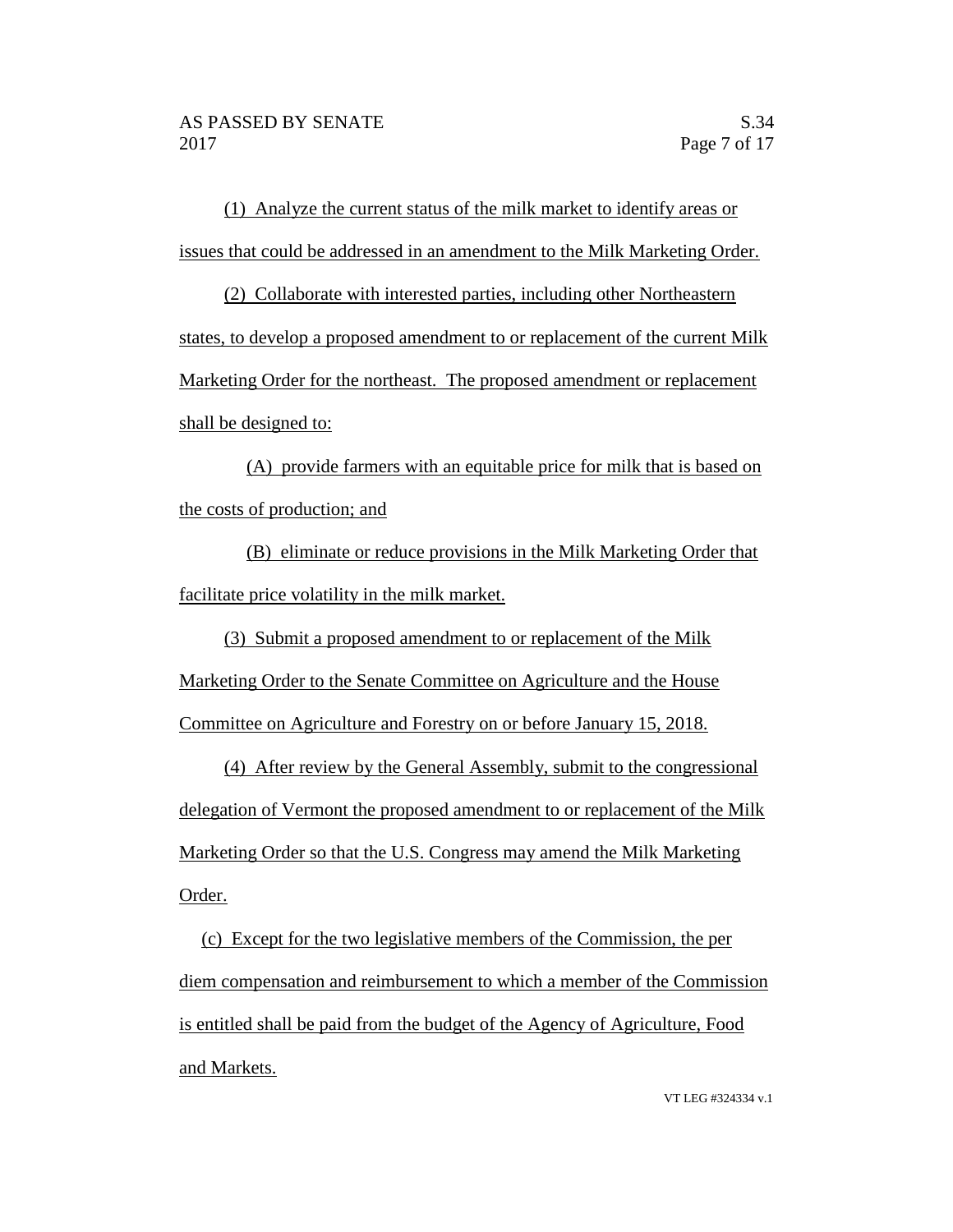(1) Analyze the current status of the milk market to identify areas or issues that could be addressed in an amendment to the Milk Marketing Order.

(2) Collaborate with interested parties, including other Northeastern states, to develop a proposed amendment to or replacement of the current Milk Marketing Order for the northeast. The proposed amendment or replacement shall be designed to:

(A) provide farmers with an equitable price for milk that is based on the costs of production; and

(B) eliminate or reduce provisions in the Milk Marketing Order that facilitate price volatility in the milk market.

(3) Submit a proposed amendment to or replacement of the Milk Marketing Order to the Senate Committee on Agriculture and the House Committee on Agriculture and Forestry on or before January 15, 2018.

(4) After review by the General Assembly, submit to the congressional delegation of Vermont the proposed amendment to or replacement of the Milk Marketing Order so that the U.S. Congress may amend the Milk Marketing Order.

(c) Except for the two legislative members of the Commission, the per diem compensation and reimbursement to which a member of the Commission is entitled shall be paid from the budget of the Agency of Agriculture, Food and Markets.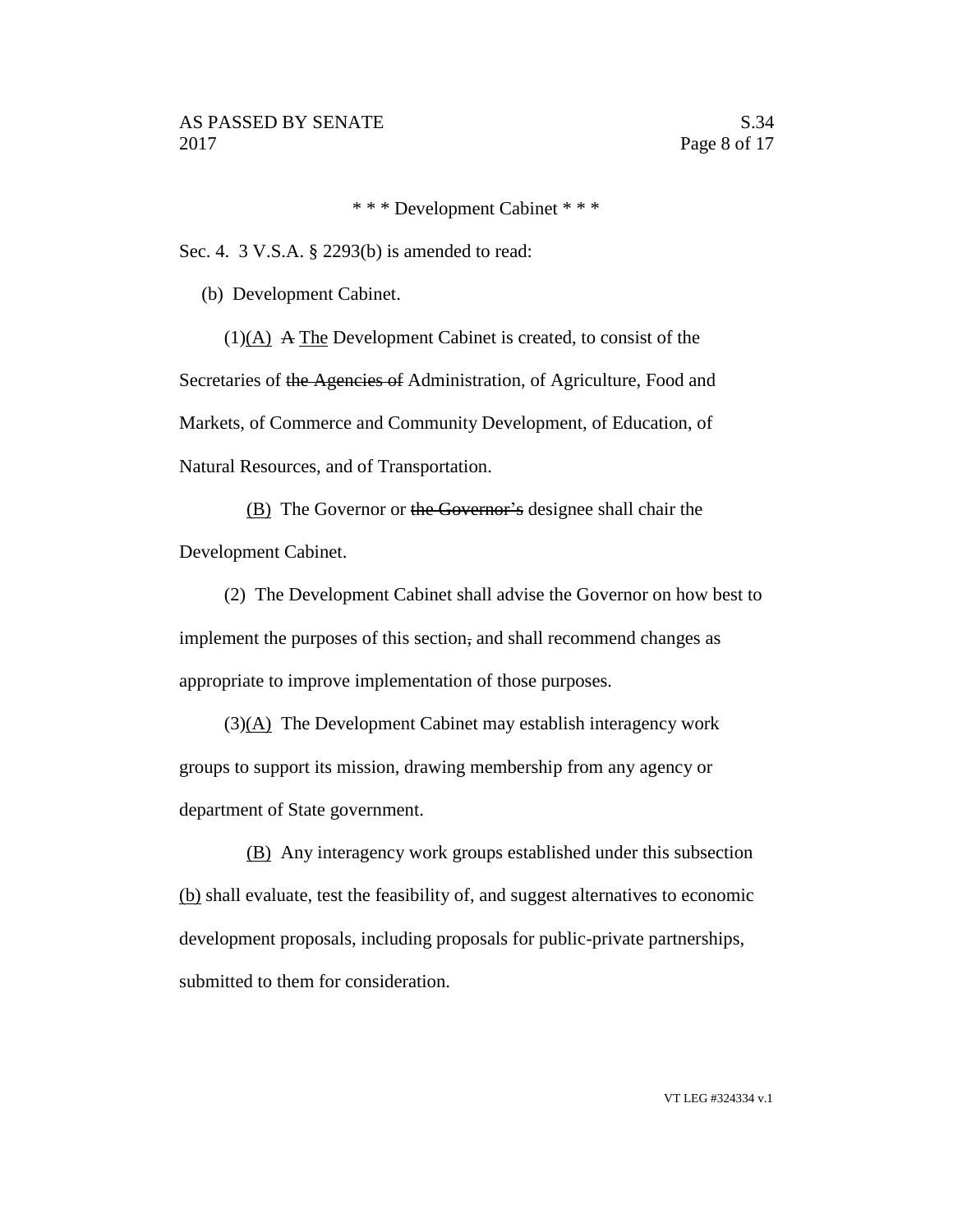\* \* \* Development Cabinet \* \* \*

Sec. 4. 3 V.S.A. § 2293(b) is amended to read:

(b) Development Cabinet.

(1)<u>(A)</u> ~~A~~ <u>The</u> Development Cabinet is created, to consist of the Secretaries of ~~the Agencies of~~ Administration, of Agriculture, Food and Markets, of Commerce and Community Development, of Education, of Natural Resources, and of Transportation.

<u>(B)</u> The Governor or ~~the Governor's~~ designee shall chair the Development Cabinet.

(2) The Development Cabinet shall advise the Governor on how best to implement the purposes of this section~~,~~ and shall recommend changes as appropriate to improve implementation of those purposes.

(3)<u>(A)</u> The Development Cabinet may establish interagency work groups to support its mission, drawing membership from any agency or department of State government.

<u>(B)</u> Any interagency work groups established under this subsection <u>(b)</u> shall evaluate, test the feasibility of, and suggest alternatives to economic development proposals, including proposals for public-private partnerships, submitted to them for consideration.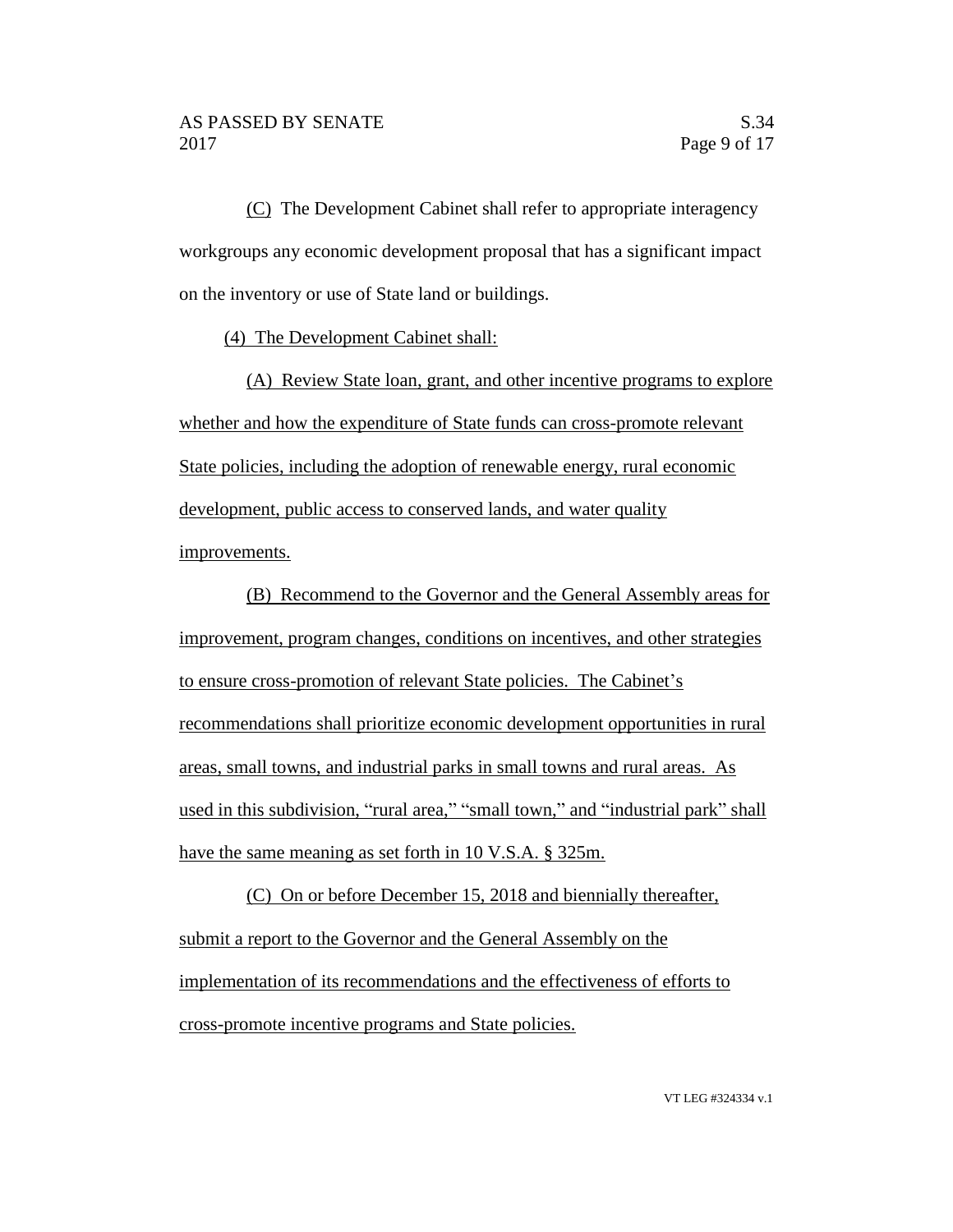(C) The Development Cabinet shall refer to appropriate interagency workgroups any economic development proposal that has a significant impact on the inventory or use of State land or buildings.

(4) The Development Cabinet shall:

(A) Review State loan, grant, and other incentive programs to explore whether and how the expenditure of State funds can cross-promote relevant State policies, including the adoption of renewable energy, rural economic development, public access to conserved lands, and water quality improvements.

(B) Recommend to the Governor and the General Assembly areas for improvement, program changes, conditions on incentives, and other strategies to ensure cross-promotion of relevant State policies. The Cabinet's recommendations shall prioritize economic development opportunities in rural areas, small towns, and industrial parks in small towns and rural areas. As used in this subdivision, "rural area," "small town," and "industrial park" shall have the same meaning as set forth in 10 V.S.A. § 325m.

(C) On or before December 15, 2018 and biennially thereafter, submit a report to the Governor and the General Assembly on the implementation of its recommendations and the effectiveness of efforts to cross-promote incentive programs and State policies.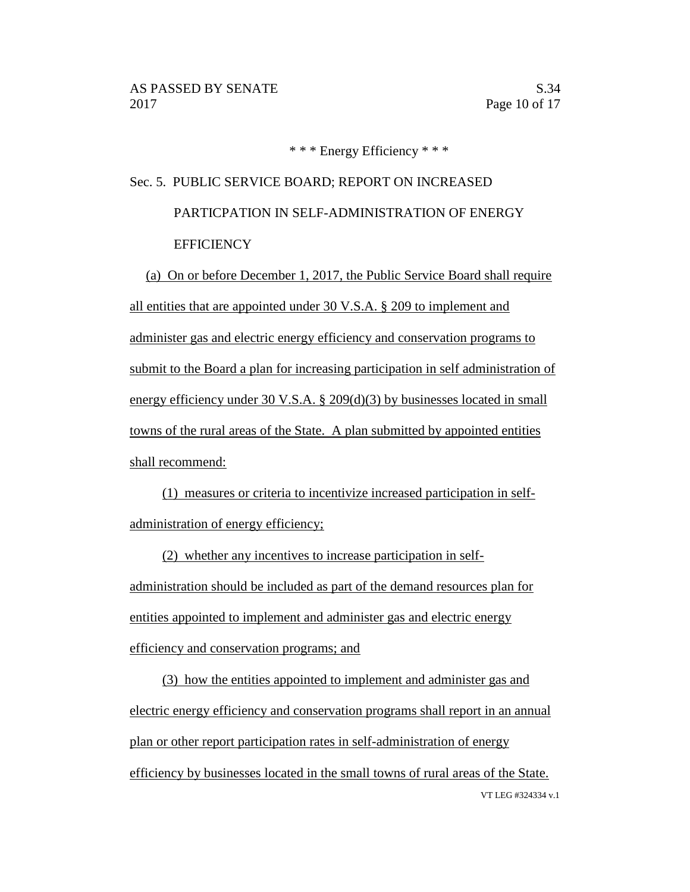\* \* \* Energy Efficiency \* \* \*

Sec. 5. PUBLIC SERVICE BOARD; REPORT ON INCREASED PARTICPATION IN SELF-ADMINISTRATION OF ENERGY EFFICIENCY

(a) On or before December 1, 2017, the Public Service Board shall require all entities that are appointed under 30 V.S.A. § 209 to implement and administer gas and electric energy efficiency and conservation programs to submit to the Board a plan for increasing participation in self administration of energy efficiency under 30 V.S.A. § 209(d)(3) by businesses located in small towns of the rural areas of the State. A plan submitted by appointed entities shall recommend:

(1) measures or criteria to incentivize increased participation in self-administration of energy efficiency;

(2) whether any incentives to increase participation in self-administration should be included as part of the demand resources plan for entities appointed to implement and administer gas and electric energy efficiency and conservation programs; and

(3) how the entities appointed to implement and administer gas and electric energy efficiency and conservation programs shall report in an annual plan or other report participation rates in self-administration of energy efficiency by businesses located in the small towns of rural areas of the State.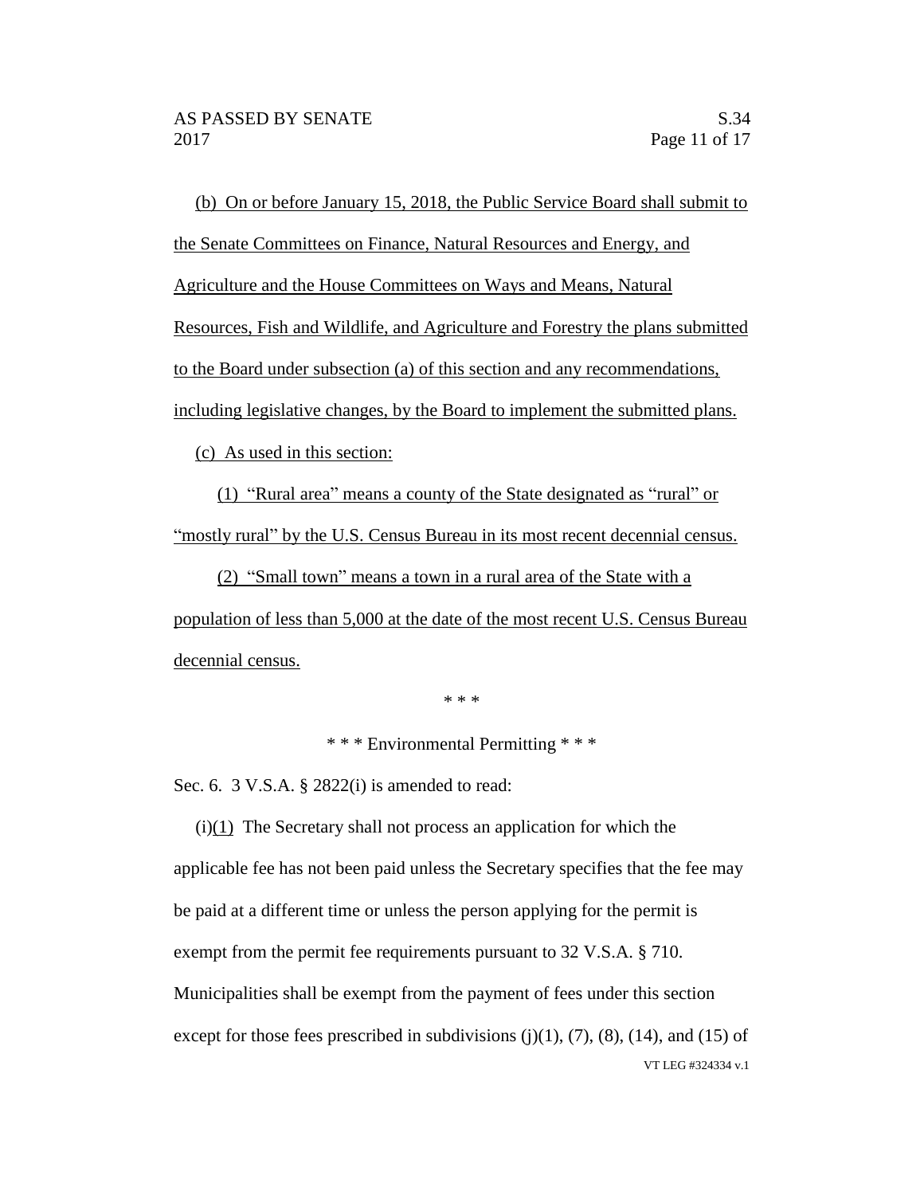(b) On or before January 15, 2018, the Public Service Board shall submit to the Senate Committees on Finance, Natural Resources and Energy, and Agriculture and the House Committees on Ways and Means, Natural Resources, Fish and Wildlife, and Agriculture and Forestry the plans submitted to the Board under subsection (a) of this section and any recommendations, including legislative changes, by the Board to implement the submitted plans.

(c) As used in this section:

(1) "Rural area" means a county of the State designated as "rural" or "mostly rural" by the U.S. Census Bureau in its most recent decennial census.

(2) "Small town" means a town in a rural area of the State with a population of less than 5,000 at the date of the most recent U.S. Census Bureau decennial census.

\* \* \*

\* \* \* Environmental Permitting \* \* \*

Sec. 6. 3 V.S.A. § 2822(i) is amended to read:

(i)(1) The Secretary shall not process an application for which the applicable fee has not been paid unless the Secretary specifies that the fee may be paid at a different time or unless the person applying for the permit is exempt from the permit fee requirements pursuant to 32 V.S.A. § 710. Municipalities shall be exempt from the payment of fees under this section except for those fees prescribed in subdivisions (j)(1), (7), (8), (14), and (15) of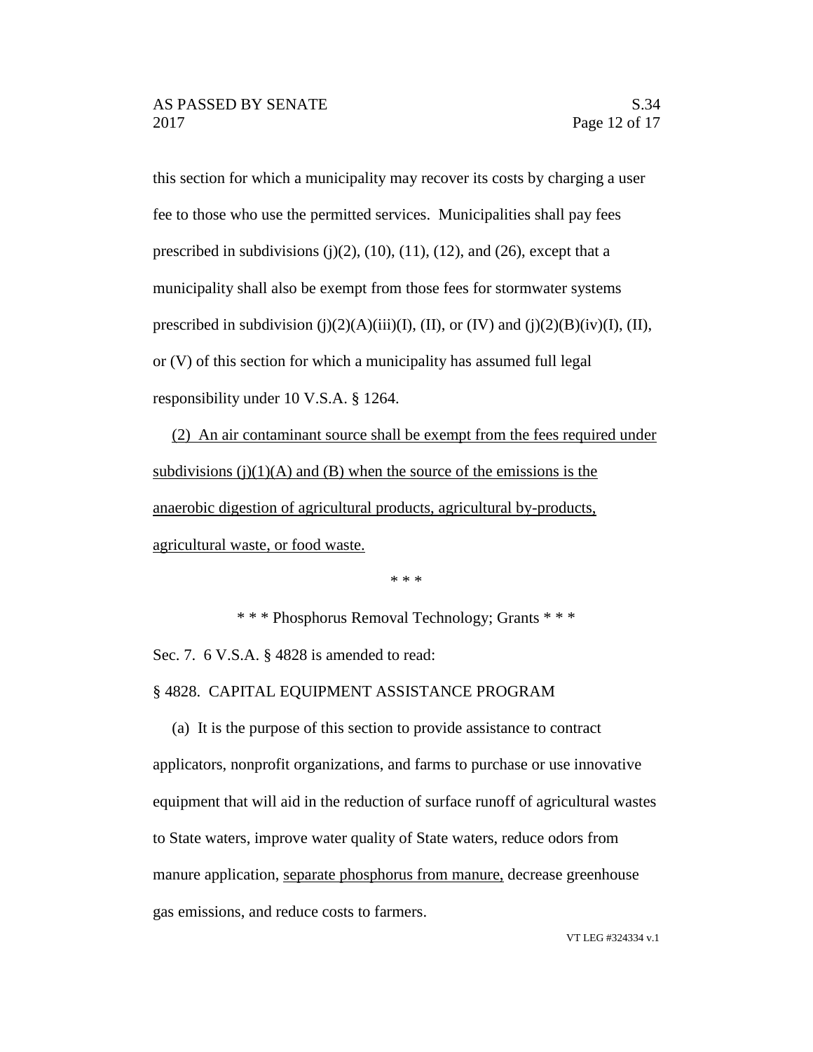this section for which a municipality may recover its costs by charging a user fee to those who use the permitted services. Municipalities shall pay fees prescribed in subdivisions (j)(2), (10), (11), (12), and (26), except that a municipality shall also be exempt from those fees for stormwater systems prescribed in subdivision (j)(2)(A)(iii)(I), (II), or (IV) and (j)(2)(B)(iv)(I), (II), or (V) of this section for which a municipality has assumed full legal responsibility under 10 V.S.A. § 1264.

<u>(2) An air contaminant source shall be exempt from the fees required under subdivisions (j)(1)(A) and (B) when the source of the emissions is the anaerobic digestion of agricultural products, agricultural by-products, agricultural waste, or food waste.</u>

\* \* \*

\* \* \* Phosphorus Removal Technology; Grants \* \* \*

Sec. 7. 6 V.S.A. § 4828 is amended to read:

§ 4828. CAPITAL EQUIPMENT ASSISTANCE PROGRAM

(a) It is the purpose of this section to provide assistance to contract applicators, nonprofit organizations, and farms to purchase or use innovative equipment that will aid in the reduction of surface runoff of agricultural wastes to State waters, improve water quality of State waters, reduce odors from manure application, <u>separate phosphorus from manure,</u> decrease greenhouse gas emissions, and reduce costs to farmers.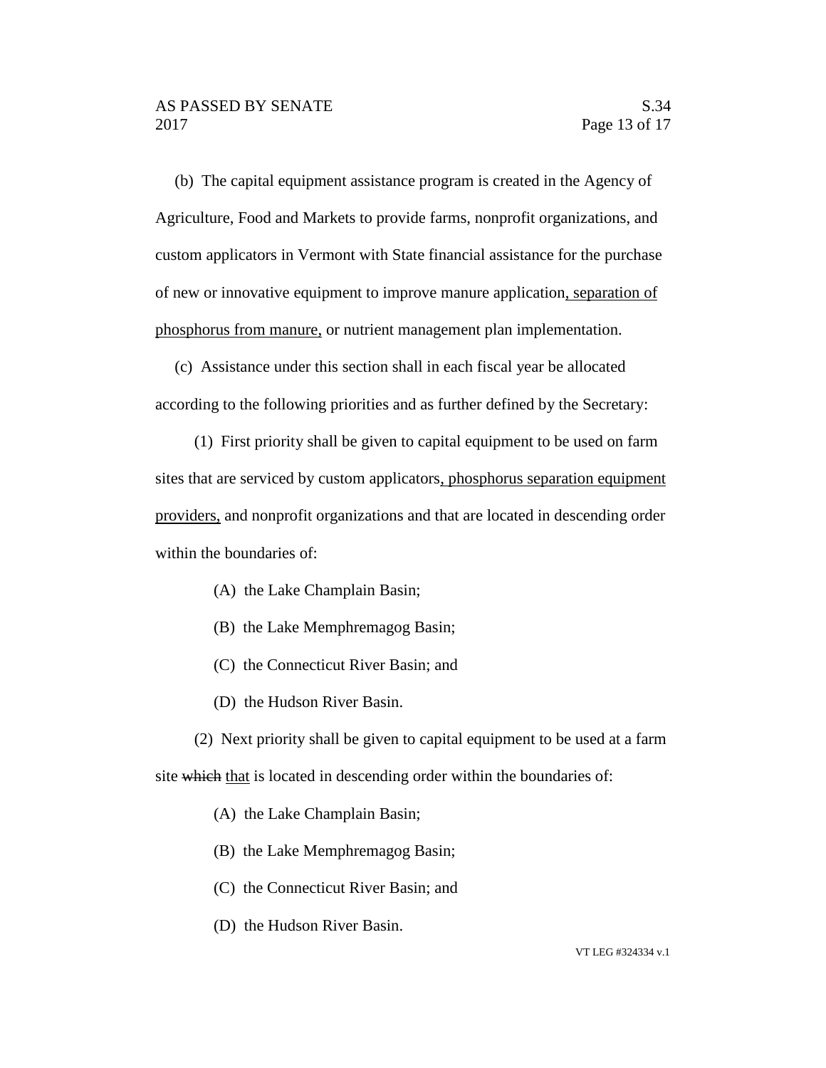(b) The capital equipment assistance program is created in the Agency of Agriculture, Food and Markets to provide farms, nonprofit organizations, and custom applicators in Vermont with State financial assistance for the purchase of new or innovative equipment to improve manure application<u>, separation of phosphorus from manure,</u> or nutrient management plan implementation.

(c) Assistance under this section shall in each fiscal year be allocated according to the following priorities and as further defined by the Secretary:

(1) First priority shall be given to capital equipment to be used on farm sites that are serviced by custom applicators<u>, phosphorus separation equipment providers,</u> and nonprofit organizations and that are located in descending order within the boundaries of:

(A) the Lake Champlain Basin;

(B) the Lake Memphremagog Basin;

(C) the Connecticut River Basin; and

(D) the Hudson River Basin.

(2) Next priority shall be given to capital equipment to be used at a farm site ~~which~~ <u>that</u> is located in descending order within the boundaries of:

(A) the Lake Champlain Basin;

(B) the Lake Memphremagog Basin;

(C) the Connecticut River Basin; and

(D) the Hudson River Basin.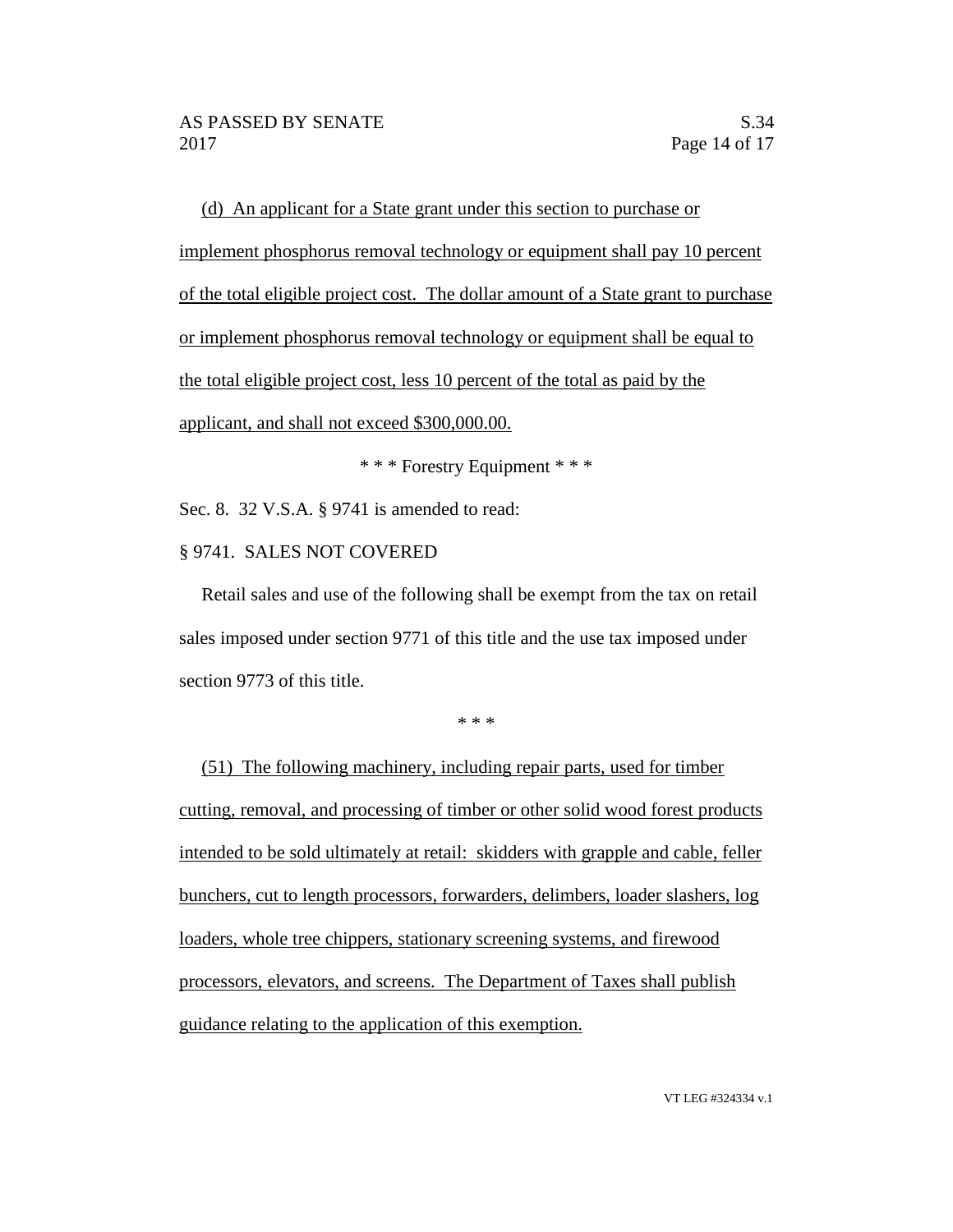(d) An applicant for a State grant under this section to purchase or implement phosphorus removal technology or equipment shall pay 10 percent of the total eligible project cost. The dollar amount of a State grant to purchase or implement phosphorus removal technology or equipment shall be equal to the total eligible project cost, less 10 percent of the total as paid by the applicant, and shall not exceed $300,000.00.

\* \* \* Forestry Equipment \* \* \*

Sec. 8. 32 V.S.A. § 9741 is amended to read:

§ 9741. SALES NOT COVERED

Retail sales and use of the following shall be exempt from the tax on retail sales imposed under section 9771 of this title and the use tax imposed under section 9773 of this title.

\* \* \*

(51) The following machinery, including repair parts, used for timber cutting, removal, and processing of timber or other solid wood forest products intended to be sold ultimately at retail: skidders with grapple and cable, feller bunchers, cut to length processors, forwarders, delimbers, loader slashers, log loaders, whole tree chippers, stationary screening systems, and firewood processors, elevators, and screens. The Department of Taxes shall publish guidance relating to the application of this exemption.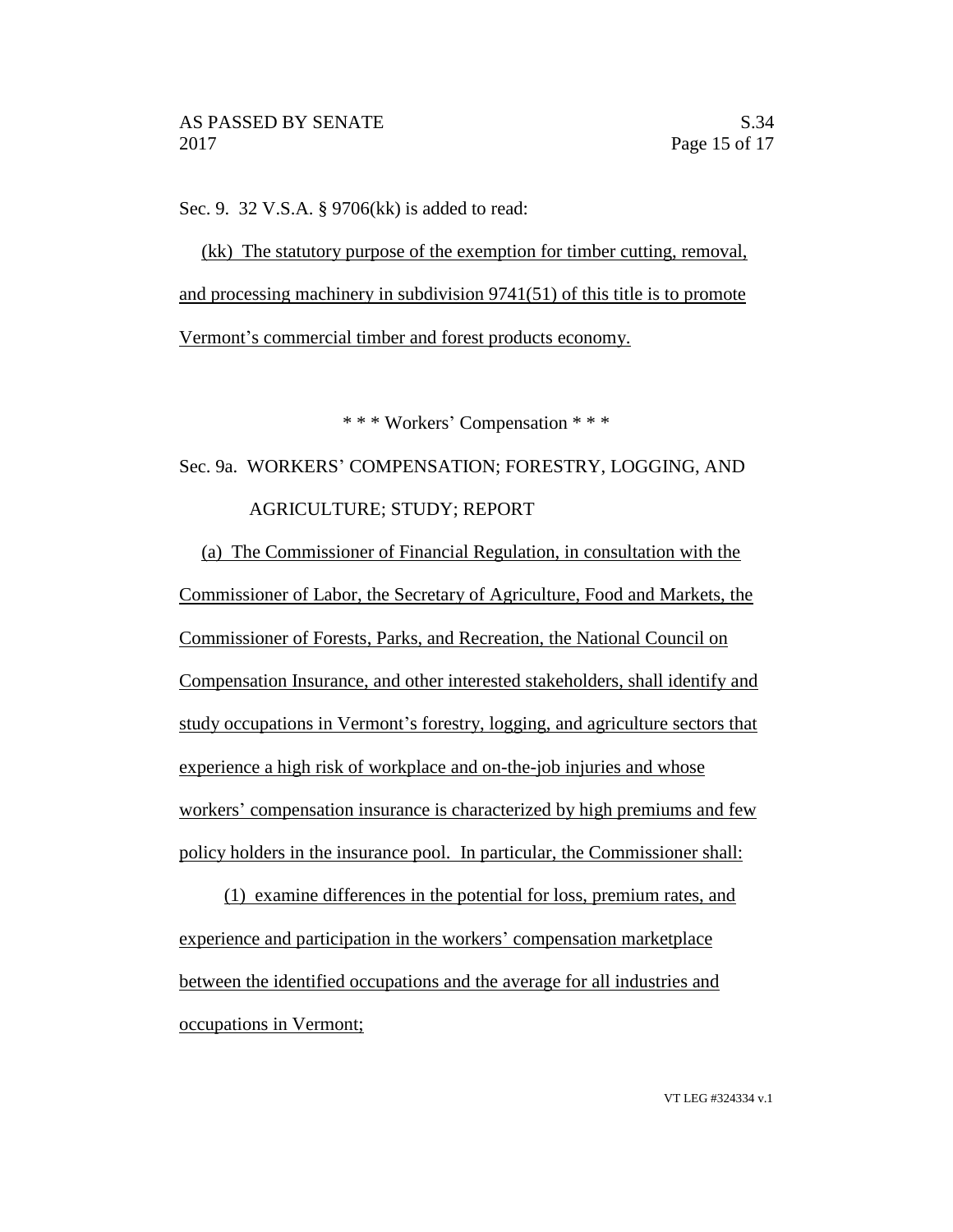Sec. 9. 32 V.S.A. § 9706(kk) is added to read:

(kk) The statutory purpose of the exemption for timber cutting, removal, and processing machinery in subdivision 9741(51) of this title is to promote Vermont's commercial timber and forest products economy.

\* \* \* Workers' Compensation \* \* \*

Sec. 9a. WORKERS' COMPENSATION; FORESTRY, LOGGING, AND AGRICULTURE; STUDY; REPORT

(a) The Commissioner of Financial Regulation, in consultation with the Commissioner of Labor, the Secretary of Agriculture, Food and Markets, the Commissioner of Forests, Parks, and Recreation, the National Council on Compensation Insurance, and other interested stakeholders, shall identify and study occupations in Vermont's forestry, logging, and agriculture sectors that experience a high risk of workplace and on-the-job injuries and whose workers' compensation insurance is characterized by high premiums and few policy holders in the insurance pool. In particular, the Commissioner shall:

(1) examine differences in the potential for loss, premium rates, and experience and participation in the workers' compensation marketplace between the identified occupations and the average for all industries and occupations in Vermont;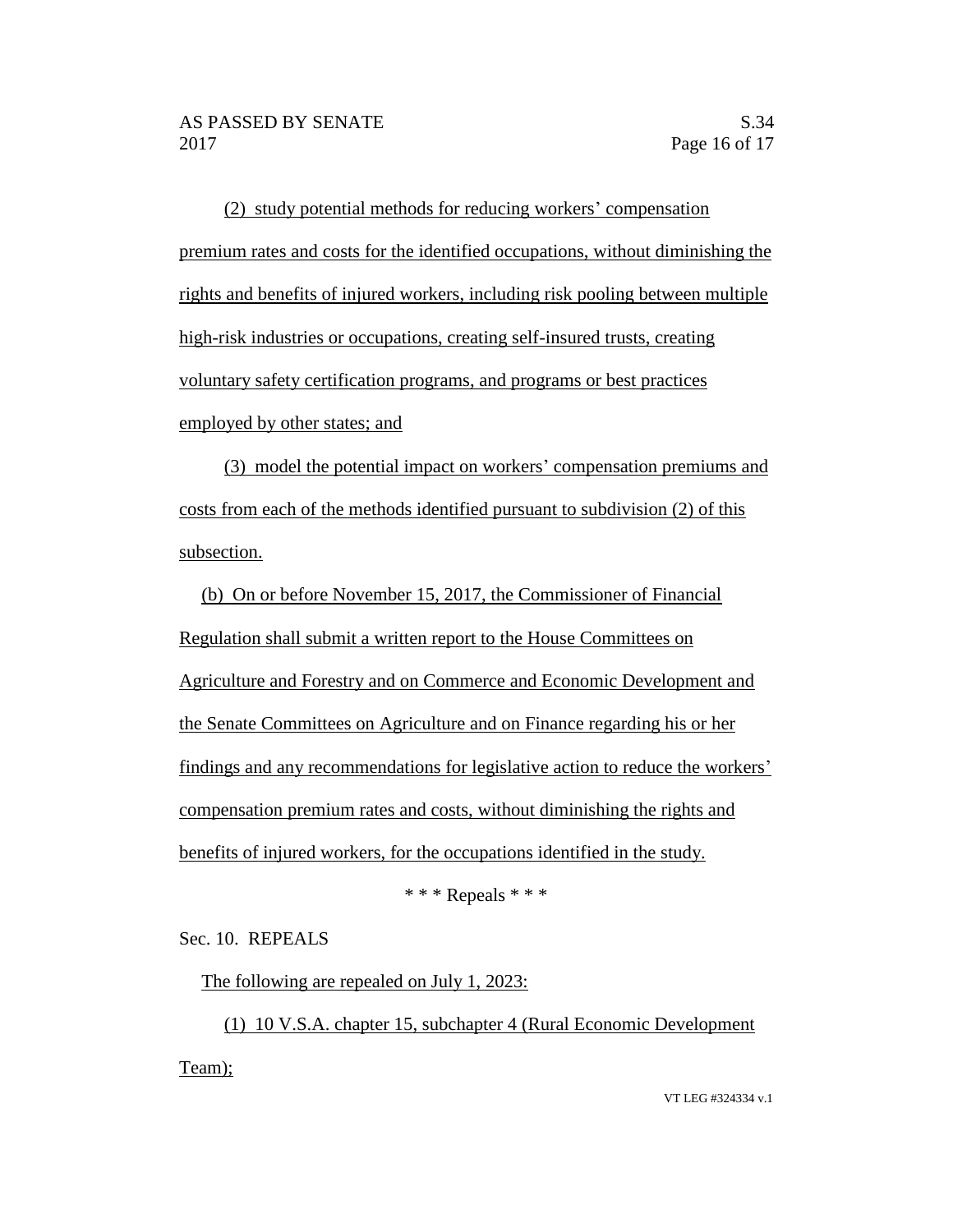(2) study potential methods for reducing workers' compensation premium rates and costs for the identified occupations, without diminishing the rights and benefits of injured workers, including risk pooling between multiple high-risk industries or occupations, creating self-insured trusts, creating voluntary safety certification programs, and programs or best practices employed by other states; and

(3) model the potential impact on workers' compensation premiums and costs from each of the methods identified pursuant to subdivision (2) of this subsection.

(b) On or before November 15, 2017, the Commissioner of Financial Regulation shall submit a written report to the House Committees on Agriculture and Forestry and on Commerce and Economic Development and the Senate Committees on Agriculture and on Finance regarding his or her findings and any recommendations for legislative action to reduce the workers' compensation premium rates and costs, without diminishing the rights and benefits of injured workers, for the occupations identified in the study.

\* \* \* Repeals \* \* \*

Sec. 10. REPEALS

The following are repealed on July 1, 2023:

(1) 10 V.S.A. chapter 15, subchapter 4 (Rural Economic Development Team);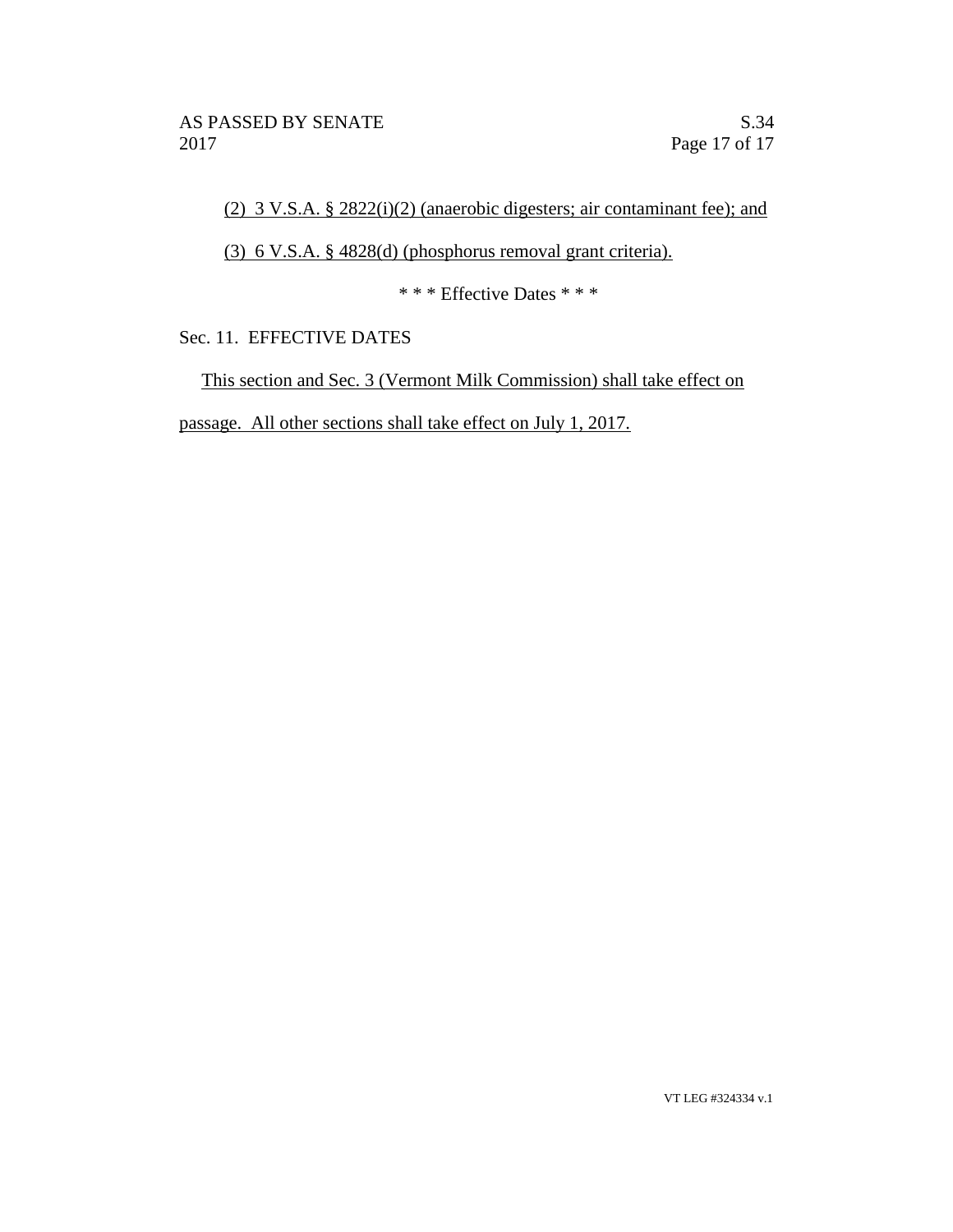(2) 3 V.S.A. § 2822(i)(2) (anaerobic digesters; air contaminant fee); and

(3) 6 V.S.A. § 4828(d) (phosphorus removal grant criteria).

\* \* \* Effective Dates \* \* \*

Sec. 11. EFFECTIVE DATES

This section and Sec. 3 (Vermont Milk Commission) shall take effect on passage. All other sections shall take effect on July 1, 2017.

VT LEG #324334 v.1